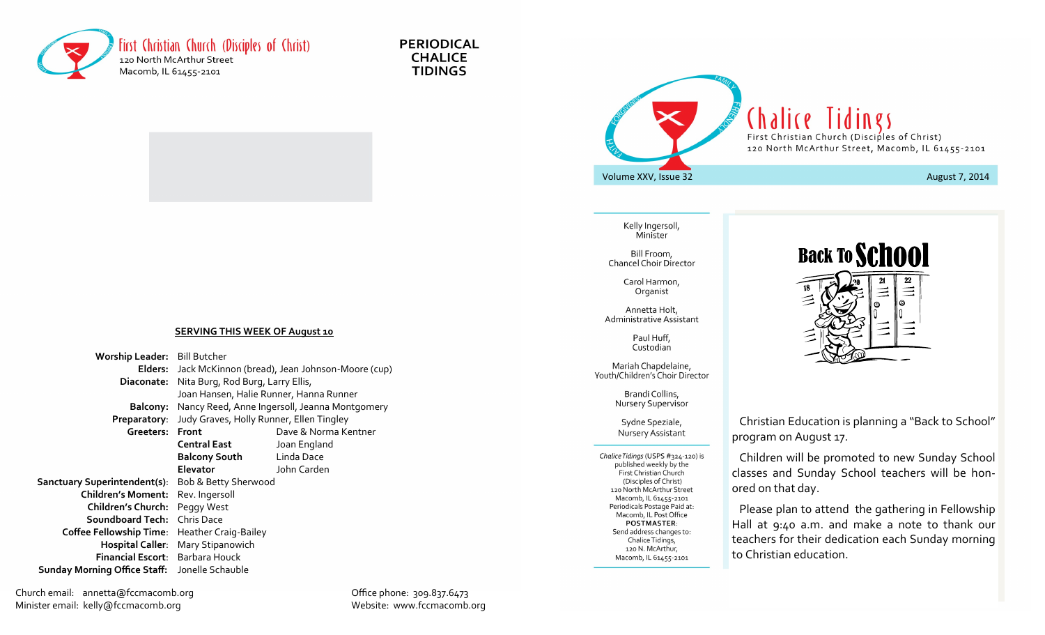First Christian Church (Disciples of Christ)
120 North McArthur Street
Macomb, IL 61455-2101

**PERIODICAL CHALICE TIDINGS**

### SERVING THIS WEEK OF August 10

| | | |
|---|---|---|
| **Worship Leader:** | Bill Butcher | |
| **Elders:** | Jack McKinnon (bread), Jean Johnson-Moore (cup) | |
| **Diaconate:** | Nita Burg, Rod Burg, Larry Ellis, Joan Hansen, Halie Runner, Hanna Runner | |
| **Balcony:** | Nancy Reed, Anne Ingersoll, Jeanna Montgomery | |
| **Preparatory:** | Judy Graves, Holly Runner, Ellen Tingley | |
| **Greeters:** | **Front** | Dave & Norma Kentner |
| | **Central East** | Joan England |
| | **Balcony South** | Linda Dace |
| | **Elevator** | John Carden |
| **Sanctuary Superintendent(s):** | Bob & Betty Sherwood | |
| **Children's Moment:** | Rev. Ingersoll | |
| **Children's Church:** | Peggy West | |
| **Soundboard Tech:** | Chris Dace | |
| **Coffee Fellowship Time:** | Heather Craig-Bailey | |
| **Hospital Caller:** | Mary Stipanowich | |
| **Financial Escort:** | Barbara Houck | |
| **Sunday Morning Office Staff:** | Jonelle Schauble | |

Church email: annetta@fccmacomb.org
Minister email: kelly@fccmacomb.org

Office phone: 309.837.6473
Website: www.fccmacomb.org

# Chalice Tidings

First Christian Church (Disciples of Christ)
120 North McArthur Street, Macomb, IL 61455-2101

Volume XXV, Issue 32 — August 7, 2014

Kelly Ingersoll, Minister

Bill Froom, Chancel Choir Director

Carol Harmon, Organist

Annetta Holt, Administrative Assistant

Paul Huff, Custodian

Mariah Chapdelaine, Youth/Children's Choir Director

Brandi Collins, Nursery Supervisor

Sydne Speziale, Nursery Assistant

*Chalice Tidings* (USPS #324-120) is published weekly by the First Christian Church (Disciples of Christ) 120 North McArthur Street Macomb, IL 61455-2101 Periodicals Postage Paid at: Macomb, IL Post Office **POSTMASTER**: Send address changes to: Chalice Tidings, 120 N. McArthur, Macomb, IL 61455-2101

## Back To School

Christian Education is planning a "Back to School" program on August 17.

Children will be promoted to new Sunday School classes and Sunday School teachers will be honored on that day.

Please plan to attend the gathering in Fellowship Hall at 9:40 a.m. and make a note to thank our teachers for their dedication each Sunday morning to Christian education.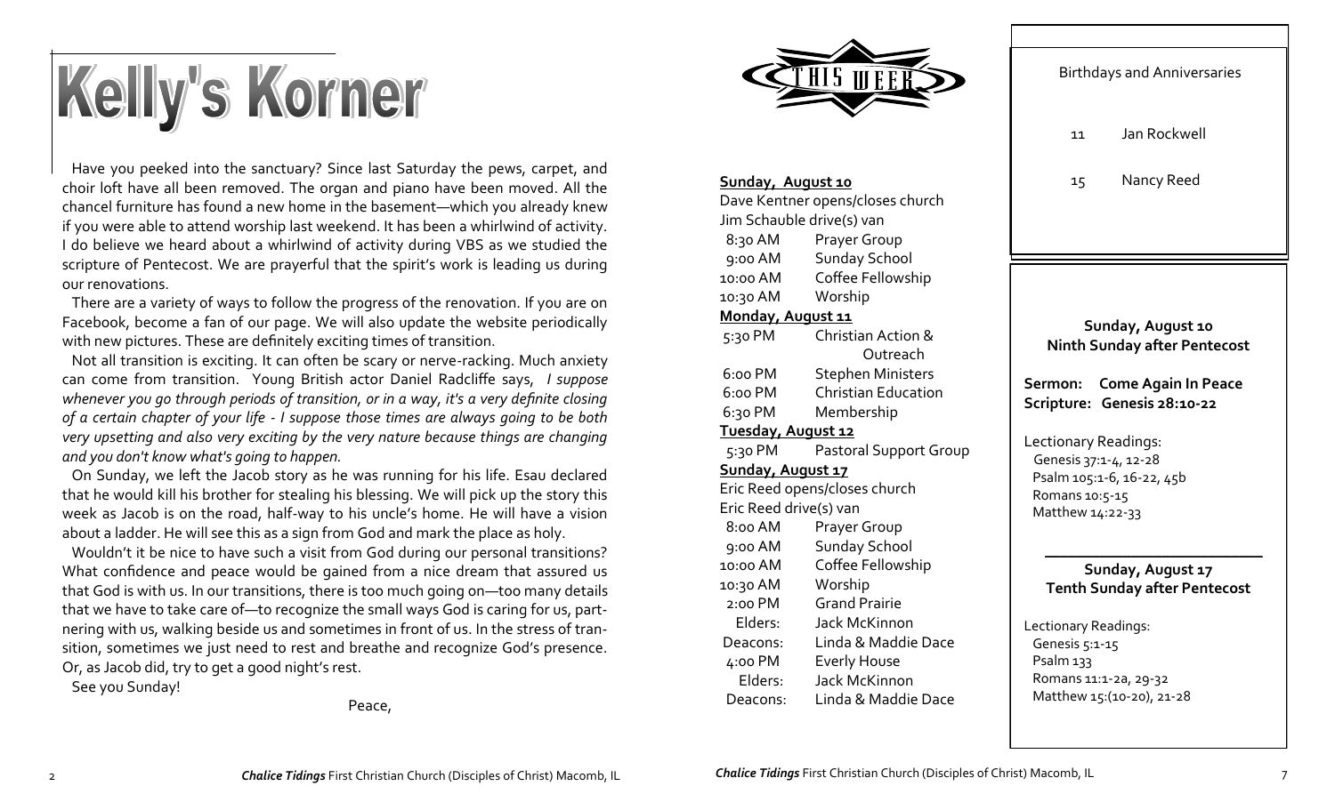# Kelly's Korner

Have you peeked into the sanctuary? Since last Saturday the pews, carpet, and choir loft have all been removed. The organ and piano have been moved. All the chancel furniture has found a new home in the basement—which you already knew if you were able to attend worship last weekend. It has been a whirlwind of activity. I do believe we heard about a whirlwind of activity during VBS as we studied the scripture of Pentecost. We are prayerful that the spirit's work is leading us during our renovations.

There are a variety of ways to follow the progress of the renovation. If you are on Facebook, become a fan of our page. We will also update the website periodically with new pictures. These are definitely exciting times of transition.

Not all transition is exciting. It can often be scary or nerve-racking. Much anxiety can come from transition. Young British actor Daniel Radcliffe says, *I suppose whenever you go through periods of transition, or in a way, it's a very definite closing of a certain chapter of your life - I suppose those times are always going to be both very upsetting and also very exciting by the very nature because things are changing and you don't know what's going to happen.*

On Sunday, we left the Jacob story as he was running for his life. Esau declared that he would kill his brother for stealing his blessing. We will pick up the story this week as Jacob is on the road, half-way to his uncle's home. He will have a vision about a ladder. He will see this as a sign from God and mark the place as holy.

Wouldn't it be nice to have such a visit from God during our personal transitions? What confidence and peace would be gained from a nice dream that assured us that God is with us. In our transitions, there is too much going on—too many details that we have to take care of—to recognize the small ways God is caring for us, partnering with us, walking beside us and sometimes in front of us. In the stress of transition, sometimes we just need to rest and breathe and recognize God's presence. Or, as Jacob did, try to get a good night's rest.

See you Sunday!

Peace,

## THIS WEEK

**Sunday, August 10**

Dave Kentner opens/closes church
Jim Schauble drive(s) van

| | |
|---|---|
| 8:30 AM | Prayer Group |
| 9:00 AM | Sunday School |
| 10:00 AM | Coffee Fellowship |
| 10:30 AM | Worship |

**Monday, August 11**

| | |
|---|---|
| 5:30 PM | Christian Action & Outreach |
| 6:00 PM | Stephen Ministers |
| 6:00 PM | Christian Education |
| 6:30 PM | Membership |

**Tuesday, August 12**

| | |
|---|---|
| 5:30 PM | Pastoral Support Group |

**Sunday, August 17**

Eric Reed opens/closes church
Eric Reed drive(s) van

| | |
|---|---|
| 8:00 AM | Prayer Group |
| 9:00 AM | Sunday School |
| 10:00 AM | Coffee Fellowship |
| 10:30 AM | Worship |
| 2:00 PM | Grand Prairie |
| Elders: | Jack McKinnon |
| Deacons: | Linda & Maddie Dace |
| 4:00 PM | Everly House |
| Elders: | Jack McKinnon |
| Deacons: | Linda & Maddie Dace |

## Birthdays and Anniversaries

11 Jan Rockwell

15 Nancy Reed

**Sunday, August 10**
**Ninth Sunday after Pentecost**

**Sermon: Come Again In Peace**
**Scripture: Genesis 28:10-22**

Lectionary Readings:
Genesis 37:1-4, 12-28
Psalm 105:1-6, 16-22, 45b
Romans 10:5-15
Matthew 14:22-33

**Sunday, August 17**
**Tenth Sunday after Pentecost**

Lectionary Readings:
Genesis 5:1-15
Psalm 133
Romans 11:1-2a, 29-32
Matthew 15:(10-20), 21-28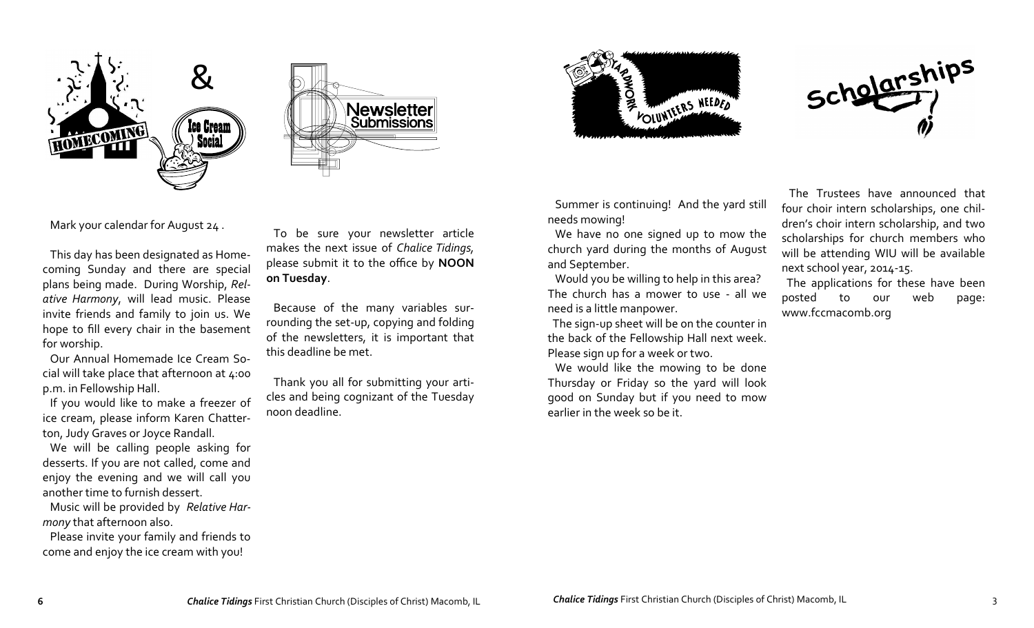# Homecoming & Ice Cream Social

Mark your calendar for August 24 .

This day has been designated as Homecoming Sunday and there are special plans being made. During Worship, *Relative Harmony*, will lead music. Please invite friends and family to join us. We hope to fill every chair in the basement for worship.

Our Annual Homemade Ice Cream Social will take place that afternoon at 4:00 p.m. in Fellowship Hall.

If you would like to make a freezer of ice cream, please inform Karen Chatterton, Judy Graves or Joyce Randall.

We will be calling people asking for desserts. If you are not called, come and enjoy the evening and we will call you another time to furnish dessert.

Music will be provided by *Relative Harmony* that afternoon also.

Please invite your family and friends to come and enjoy the ice cream with you!

# Newsletter Submissions

To be sure your newsletter article makes the next issue of *Chalice Tidings,* please submit it to the office by **NOON on Tuesday**.

Because of the many variables surrounding the set-up, copying and folding of the newsletters, it is important that this deadline be met.

Thank you all for submitting your articles and being cognizant of the Tuesday noon deadline.

# Yardwork Volunteers Needed

Summer is continuing! And the yard still needs mowing!

We have no one signed up to mow the church yard during the months of August and September.

Would you be willing to help in this area? The church has a mower to use - all we need is a little manpower.

The sign-up sheet will be on the counter in the back of the Fellowship Hall next week. Please sign up for a week or two.

We would like the mowing to be done Thursday or Friday so the yard will look good on Sunday but if you need to mow earlier in the week so be it.

# Scholarships

The Trustees have announced that four choir intern scholarships, one children's choir intern scholarship, and two scholarships for church members who will be attending WIU will be available next school year, 2014-15.

The applications for these have been posted to our web page: www.fccmacomb.org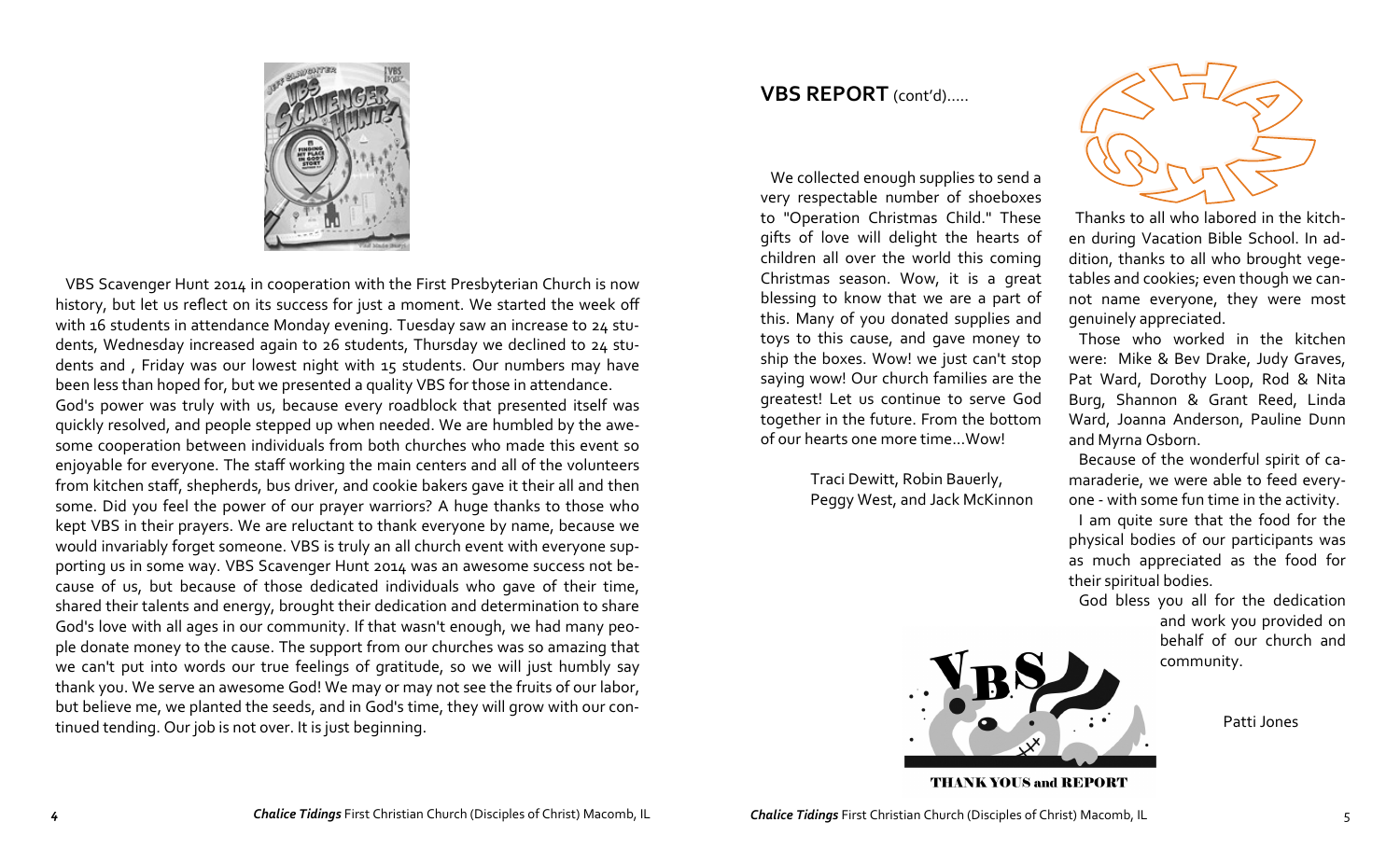VBS Scavenger Hunt 2014 in cooperation with the First Presbyterian Church is now history, but let us reflect on its success for just a moment. We started the week off with 16 students in attendance Monday evening. Tuesday saw an increase to 24 students, Wednesday increased again to 26 students, Thursday we declined to 24 students and , Friday was our lowest night with 15 students. Our numbers may have been less than hoped for, but we presented a quality VBS for those in attendance.

God's power was truly with us, because every roadblock that presented itself was quickly resolved, and people stepped up when needed. We are humbled by the awesome cooperation between individuals from both churches who made this event so enjoyable for everyone. The staff working the main centers and all of the volunteers from kitchen staff, shepherds, bus driver, and cookie bakers gave it their all and then some. Did you feel the power of our prayer warriors? A huge thanks to those who kept VBS in their prayers. We are reluctant to thank everyone by name, because we would invariably forget someone. VBS is truly an all church event with everyone supporting us in some way. VBS Scavenger Hunt 2014 was an awesome success not because of us, but because of those dedicated individuals who gave of their time, shared their talents and energy, brought their dedication and determination to share God's love with all ages in our community. If that wasn't enough, we had many people donate money to the cause. The support from our churches was so amazing that we can't put into words our true feelings of gratitude, so we will just humbly say thank you. We serve an awesome God! We may or may not see the fruits of our labor, but believe me, we planted the seeds, and in God's time, they will grow with our continued tending. Our job is not over. It is just beginning.

## VBS REPORT (cont'd).....

We collected enough supplies to send a very respectable number of shoeboxes to "Operation Christmas Child." These gifts of love will delight the hearts of children all over the world this coming Christmas season. Wow, it is a great blessing to know that we are a part of this. Many of you donated supplies and toys to this cause, and gave money to ship the boxes. Wow! we just can't stop saying wow! Our church families are the greatest! Let us continue to serve God together in the future. From the bottom of our hearts one more time...Wow!

Traci Dewitt, Robin Bauerly,
Peggy West, and Jack McKinnon

THANKS

Thanks to all who labored in the kitchen during Vacation Bible School. In addition, thanks to all who brought vegetables and cookies; even though we cannot name everyone, they were most genuinely appreciated.

Those who worked in the kitchen were: Mike & Bev Drake, Judy Graves, Pat Ward, Dorothy Loop, Rod & Nita Burg, Shannon & Grant Reed, Linda Ward, Joanna Anderson, Pauline Dunn and Myrna Osborn.

Because of the wonderful spirit of camaraderie, we were able to feed everyone - with some fun time in the activity.

I am quite sure that the food for the physical bodies of our participants was as much appreciated as the food for their spiritual bodies.

God bless you all for the dedication and work you provided on behalf of our church and community.

Patti Jones

THANK YOUS and REPORT